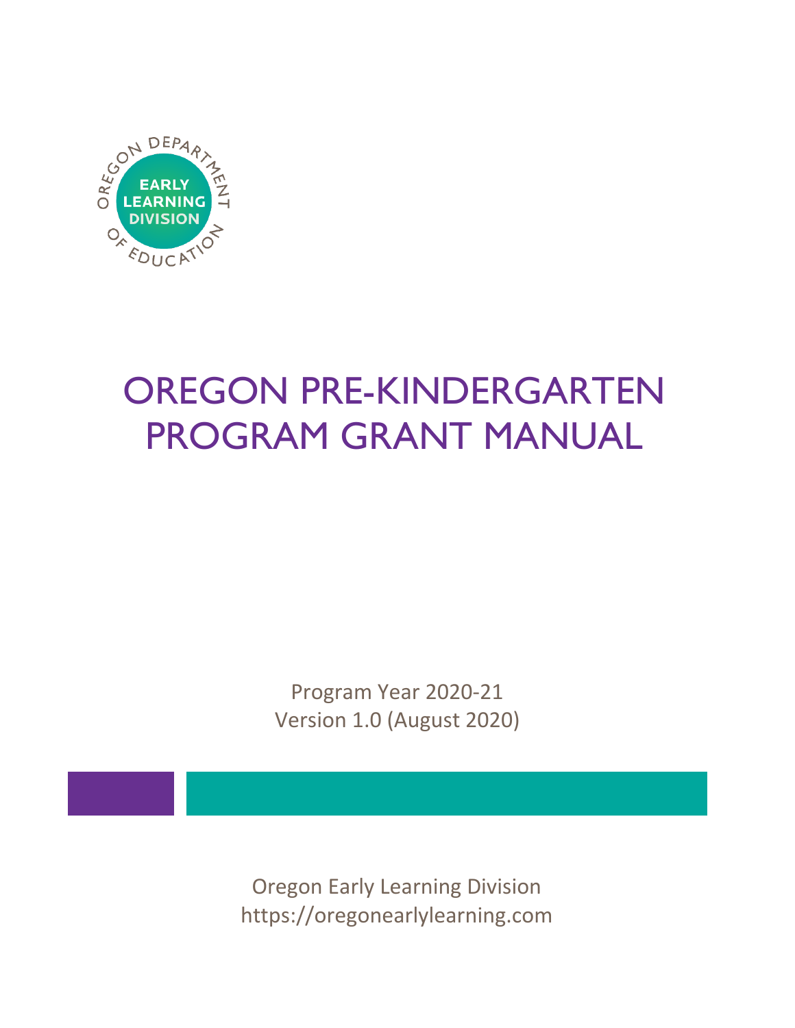OREGON DEPARTMENT OF EDUCATION

EARLY LEARNING DIVISION

# OREGON PRE-KINDERGARTEN PROGRAM GRANT MANUAL

Program Year 2020-21
Version 1.0 (August 2020)

Oregon Early Learning Division
https://oregonearlylearning.com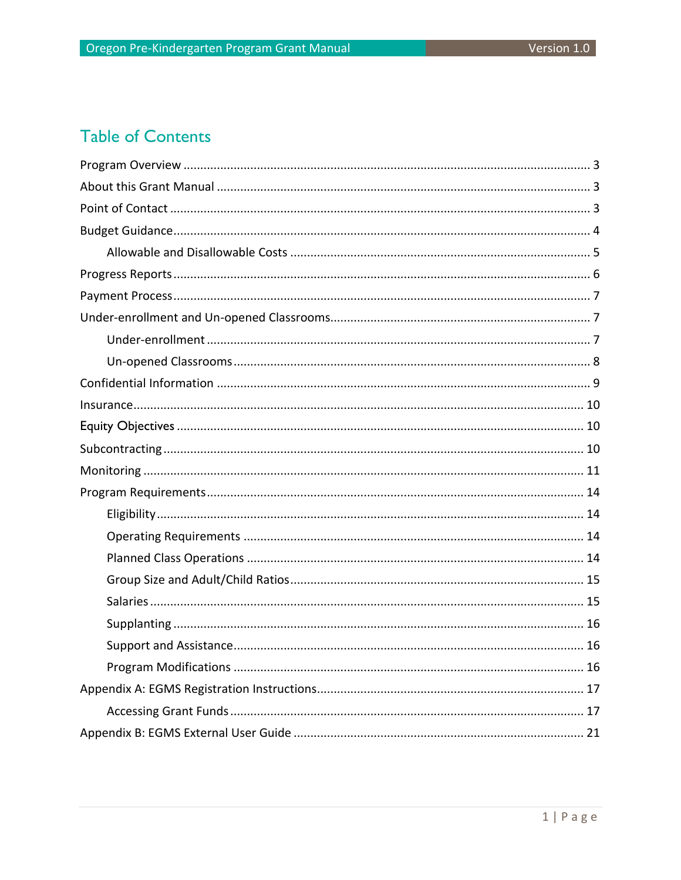# Table of Contents

Program Overview ........................................................................................................ 3

About this Grant Manual .............................................................................................. 3

Point of Contact ............................................................................................................ 3

Budget Guidance........................................................................................................... 4

- Allowable and Disallowable Costs ........................................................................... 5

Progress Reports ........................................................................................................... 6

Payment Process ........................................................................................................... 7

Under-enrollment and Un-opened Classrooms.............................................................. 7

- Under-enrollment .................................................................................................... 7
- Un-opened Classrooms ........................................................................................... 8

Confidential Information ............................................................................................... 9

Insurance...................................................................................................................... 10

Equity Objectives ......................................................................................................... 10

Subcontracting ............................................................................................................. 10

Monitoring ................................................................................................................... 11

Program Requirements................................................................................................. 14

- Eligibility ................................................................................................................ 14
- Operating Requirements ....................................................................................... 14
- Planned Class Operations ...................................................................................... 14
- Group Size and Adult/Child Ratios ......................................................................... 15
- Salaries .................................................................................................................. 15
- Supplanting ........................................................................................................... 16
- Support and Assistance.......................................................................................... 16
- Program Modifications .......................................................................................... 16

Appendix A: EGMS Registration Instructions................................................................ 17

- Accessing Grant Funds ........................................................................................... 17

Appendix B: EGMS External User Guide ....................................................................... 21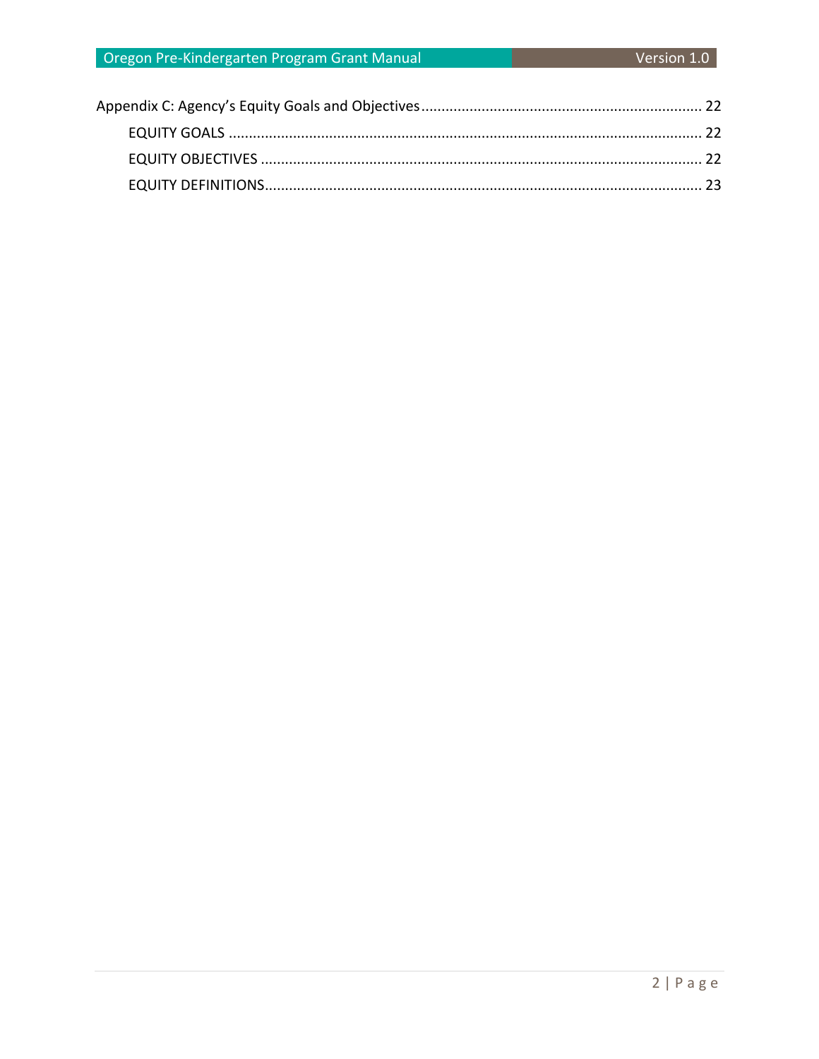Appendix C: Agency's Equity Goals and Objectives ..................................................................... 22

- EQUITY GOALS ...................................................................................................................... 22
- EQUITY OBJECTIVES ............................................................................................................. 22
- EQUITY DEFINITIONS............................................................................................................. 23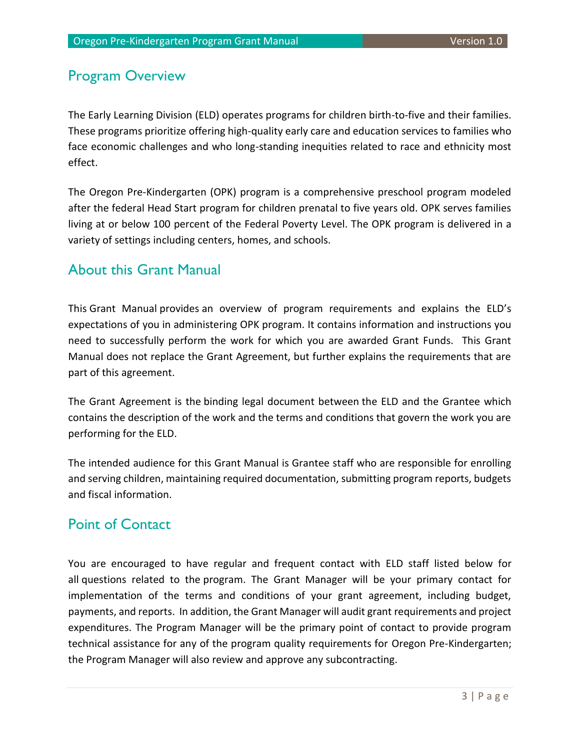## Program Overview

The Early Learning Division (ELD) operates programs for children birth-to-five and their families. These programs prioritize offering high-quality early care and education services to families who face economic challenges and who long-standing inequities related to race and ethnicity most effect.

The Oregon Pre-Kindergarten (OPK) program is a comprehensive preschool program modeled after the federal Head Start program for children prenatal to five years old. OPK serves families living at or below 100 percent of the Federal Poverty Level. The OPK program is delivered in a variety of settings including centers, homes, and schools.

## About this Grant Manual

This Grant Manual provides an overview of program requirements and explains the ELD's expectations of you in administering OPK program. It contains information and instructions you need to successfully perform the work for which you are awarded Grant Funds. This Grant Manual does not replace the Grant Agreement, but further explains the requirements that are part of this agreement.

The Grant Agreement is the binding legal document between the ELD and the Grantee which contains the description of the work and the terms and conditions that govern the work you are performing for the ELD.

The intended audience for this Grant Manual is Grantee staff who are responsible for enrolling and serving children, maintaining required documentation, submitting program reports, budgets and fiscal information.

## Point of Contact

You are encouraged to have regular and frequent contact with ELD staff listed below for all questions related to the program. The Grant Manager will be your primary contact for implementation of the terms and conditions of your grant agreement, including budget, payments, and reports. In addition, the Grant Manager will audit grant requirements and project expenditures. The Program Manager will be the primary point of contact to provide program technical assistance for any of the program quality requirements for Oregon Pre-Kindergarten; the Program Manager will also review and approve any subcontracting.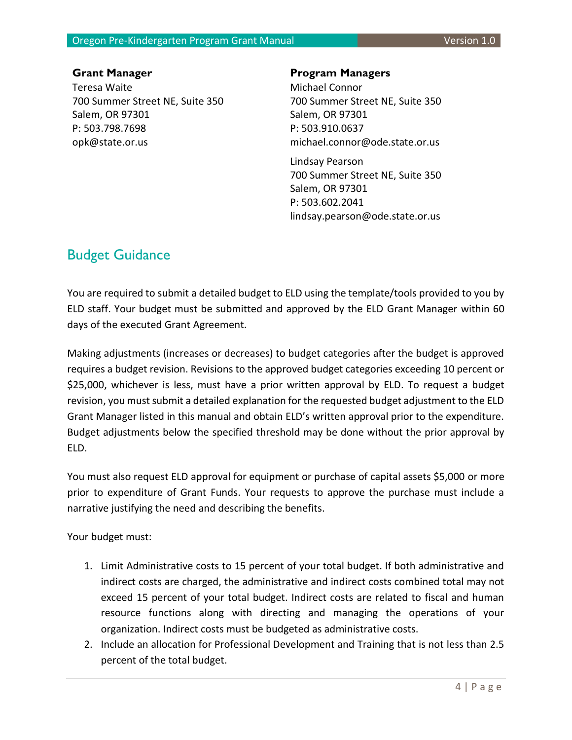**Grant Manager**
Teresa Waite
700 Summer Street NE, Suite 350
Salem, OR 97301
P: 503.798.7698
opk@state.or.us

**Program Managers**
Michael Connor
700 Summer Street NE, Suite 350
Salem, OR 97301
P: 503.910.0637
michael.connor@ode.state.or.us

Lindsay Pearson
700 Summer Street NE, Suite 350
Salem, OR 97301
P: 503.602.2041
lindsay.pearson@ode.state.or.us

## Budget Guidance

You are required to submit a detailed budget to ELD using the template/tools provided to you by ELD staff. Your budget must be submitted and approved by the ELD Grant Manager within 60 days of the executed Grant Agreement.

Making adjustments (increases or decreases) to budget categories after the budget is approved requires a budget revision. Revisions to the approved budget categories exceeding 10 percent or $25,000, whichever is less, must have a prior written approval by ELD. To request a budget revision, you must submit a detailed explanation for the requested budget adjustment to the ELD Grant Manager listed in this manual and obtain ELD's written approval prior to the expenditure. Budget adjustments below the specified threshold may be done without the prior approval by ELD.

You must also request ELD approval for equipment or purchase of capital assets $5,000 or more prior to expenditure of Grant Funds. Your requests to approve the purchase must include a narrative justifying the need and describing the benefits.

Your budget must:

1. Limit Administrative costs to 15 percent of your total budget. If both administrative and indirect costs are charged, the administrative and indirect costs combined total may not exceed 15 percent of your total budget. Indirect costs are related to fiscal and human resource functions along with directing and managing the operations of your organization. Indirect costs must be budgeted as administrative costs.
2. Include an allocation for Professional Development and Training that is not less than 2.5 percent of the total budget.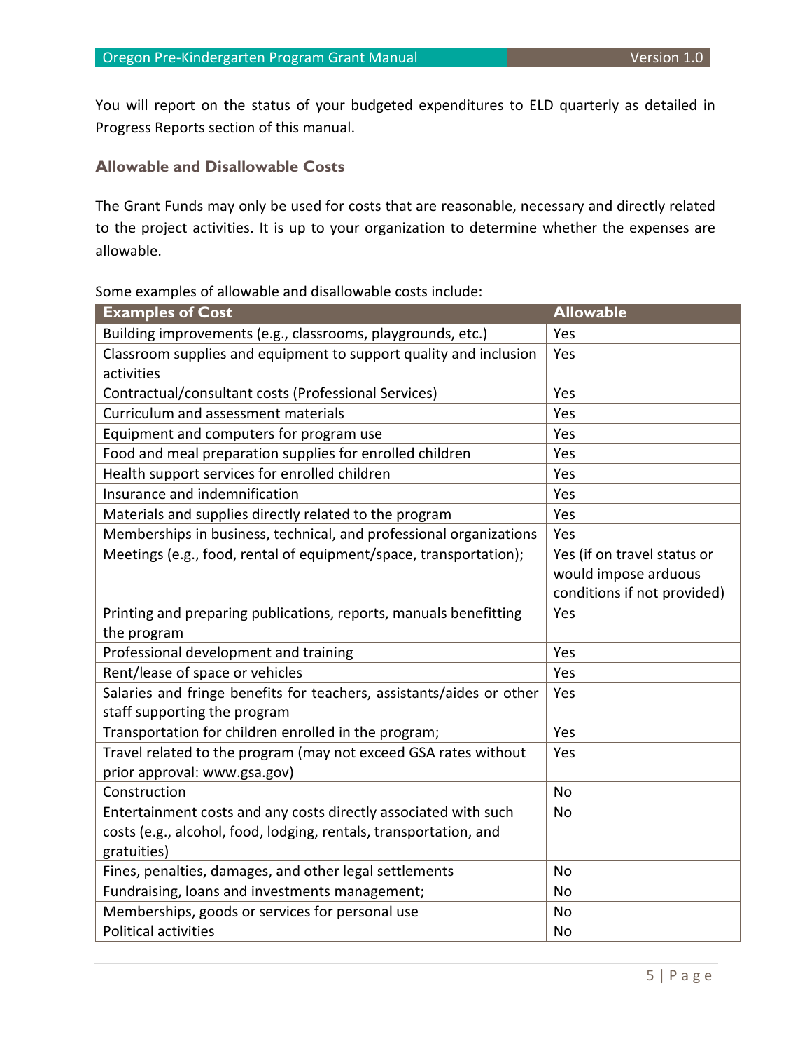You will report on the status of your budgeted expenditures to ELD quarterly as detailed in Progress Reports section of this manual.

### Allowable and Disallowable Costs

The Grant Funds may only be used for costs that are reasonable, necessary and directly related to the project activities. It is up to your organization to determine whether the expenses are allowable.

Some examples of allowable and disallowable costs include:

| Examples of Cost | Allowable |
|---|---|
| Building improvements (e.g., classrooms, playgrounds, etc.) | Yes |
| Classroom supplies and equipment to support quality and inclusion activities | Yes |
| Contractual/consultant costs (Professional Services) | Yes |
| Curriculum and assessment materials | Yes |
| Equipment and computers for program use | Yes |
| Food and meal preparation supplies for enrolled children | Yes |
| Health support services for enrolled children | Yes |
| Insurance and indemnification | Yes |
| Materials and supplies directly related to the program | Yes |
| Memberships in business, technical, and professional organizations | Yes |
| Meetings (e.g., food, rental of equipment/space, transportation); | Yes (if on travel status or would impose arduous conditions if not provided) |
| Printing and preparing publications, reports, manuals benefitting the program | Yes |
| Professional development and training | Yes |
| Rent/lease of space or vehicles | Yes |
| Salaries and fringe benefits for teachers, assistants/aides or other staff supporting the program | Yes |
| Transportation for children enrolled in the program; | Yes |
| Travel related to the program (may not exceed GSA rates without prior approval: www.gsa.gov) | Yes |
| Construction | No |
| Entertainment costs and any costs directly associated with such costs (e.g., alcohol, food, lodging, rentals, transportation, and gratuities) | No |
| Fines, penalties, damages, and other legal settlements | No |
| Fundraising, loans and investments management; | No |
| Memberships, goods or services for personal use | No |
| Political activities | No |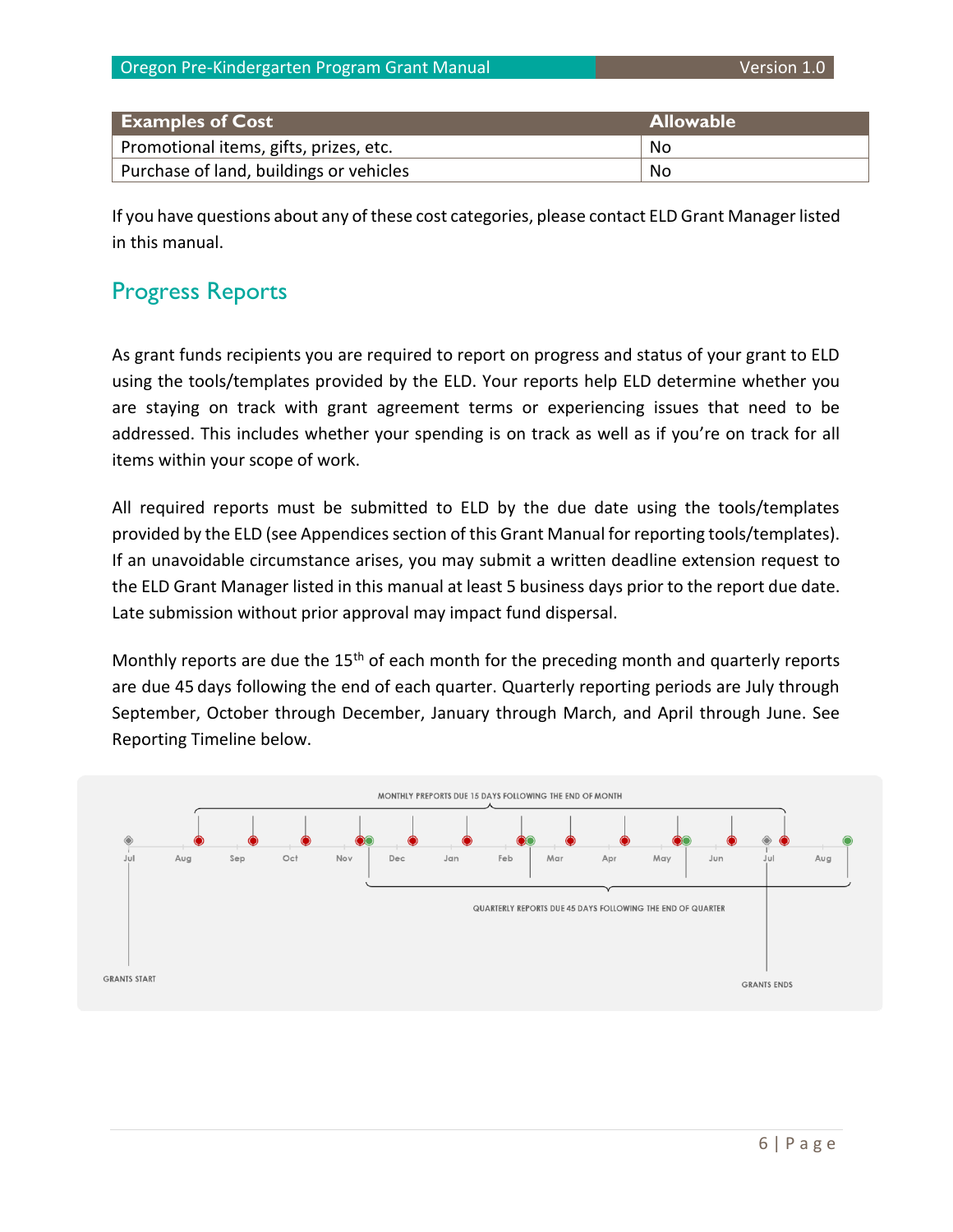| Examples of Cost | Allowable |
|---|---|
| Promotional items, gifts, prizes, etc. | No |
| Purchase of land, buildings or vehicles | No |

If you have questions about any of these cost categories, please contact ELD Grant Manager listed in this manual.

## Progress Reports

As grant funds recipients you are required to report on progress and status of your grant to ELD using the tools/templates provided by the ELD. Your reports help ELD determine whether you are staying on track with grant agreement terms or experiencing issues that need to be addressed. This includes whether your spending is on track as well as if you're on track for all items within your scope of work.

All required reports must be submitted to ELD by the due date using the tools/templates provided by the ELD (see Appendices section of this Grant Manual for reporting tools/templates). If an unavoidable circumstance arises, you may submit a written deadline extension request to the ELD Grant Manager listed in this manual at least 5 business days prior to the report due date. Late submission without prior approval may impact fund dispersal.

Monthly reports are due the 15th of each month for the preceding month and quarterly reports are due 45 days following the end of each quarter. Quarterly reporting periods are July through September, October through December, January through March, and April through June. See Reporting Timeline below.

MONTHLY PREPORTS DUE 15 DAYS FOLLOWING THE END OF MONTH

Jul Aug Sep Oct Nov Dec Jan Feb Mar Apr May Jun Jul Aug

QUARTERLY REPORTS DUE 45 DAYS FOLLOWING THE END OF QUARTER

GRANTS START

GRANTS ENDS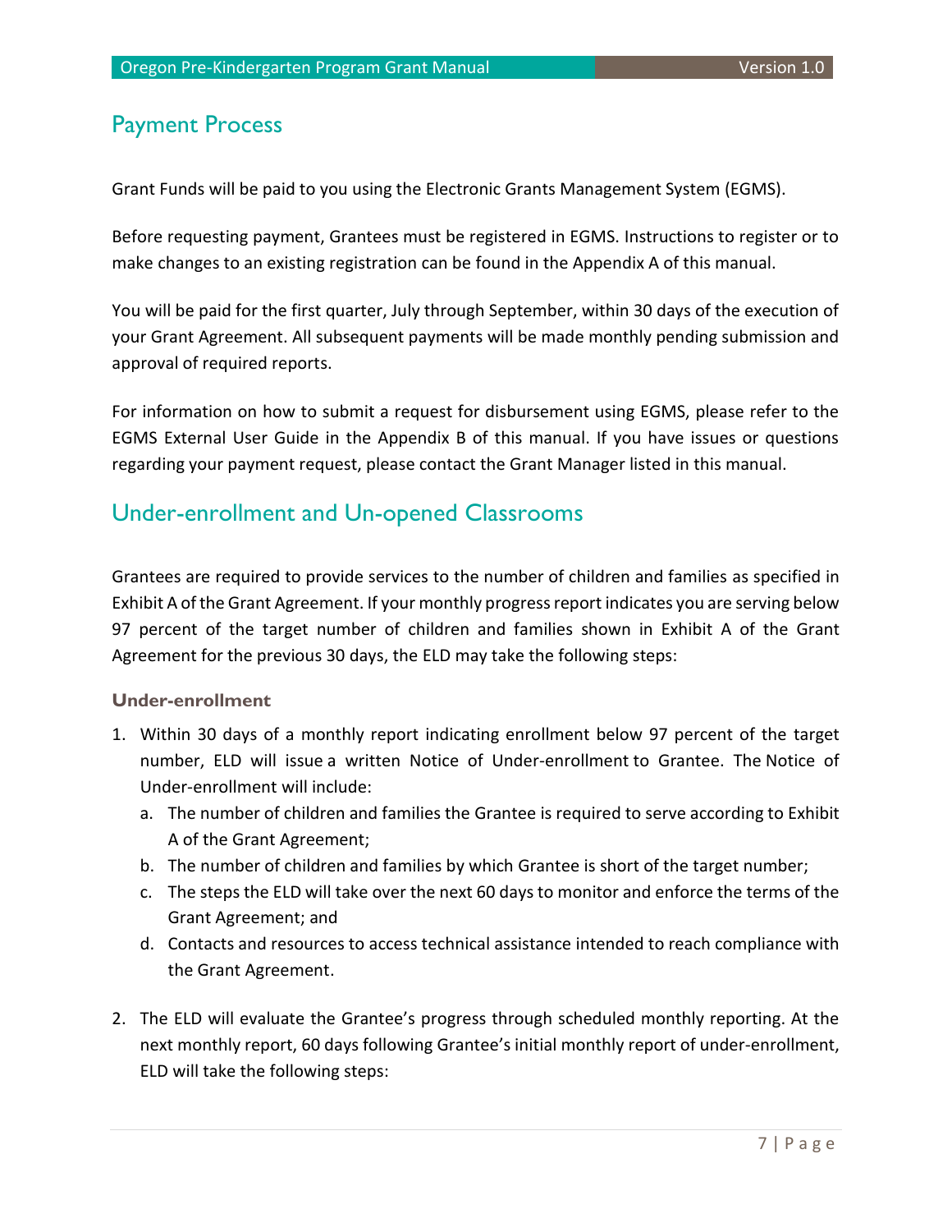## Payment Process

Grant Funds will be paid to you using the Electronic Grants Management System (EGMS).

Before requesting payment, Grantees must be registered in EGMS. Instructions to register or to make changes to an existing registration can be found in the Appendix A of this manual.

You will be paid for the first quarter, July through September, within 30 days of the execution of your Grant Agreement. All subsequent payments will be made monthly pending submission and approval of required reports.

For information on how to submit a request for disbursement using EGMS, please refer to the EGMS External User Guide in the Appendix B of this manual. If you have issues or questions regarding your payment request, please contact the Grant Manager listed in this manual.

## Under-enrollment and Un-opened Classrooms

Grantees are required to provide services to the number of children and families as specified in Exhibit A of the Grant Agreement. If your monthly progress report indicates you are serving below 97 percent of the target number of children and families shown in Exhibit A of the Grant Agreement for the previous 30 days, the ELD may take the following steps:

### Under-enrollment

1. Within 30 days of a monthly report indicating enrollment below 97 percent of the target number, ELD will issue a written Notice of Under-enrollment to Grantee. The Notice of Under-enrollment will include:
   a. The number of children and families the Grantee is required to serve according to Exhibit A of the Grant Agreement;
   b. The number of children and families by which Grantee is short of the target number;
   c. The steps the ELD will take over the next 60 days to monitor and enforce the terms of the Grant Agreement; and
   d. Contacts and resources to access technical assistance intended to reach compliance with the Grant Agreement.

2. The ELD will evaluate the Grantee's progress through scheduled monthly reporting. At the next monthly report, 60 days following Grantee's initial monthly report of under-enrollment, ELD will take the following steps: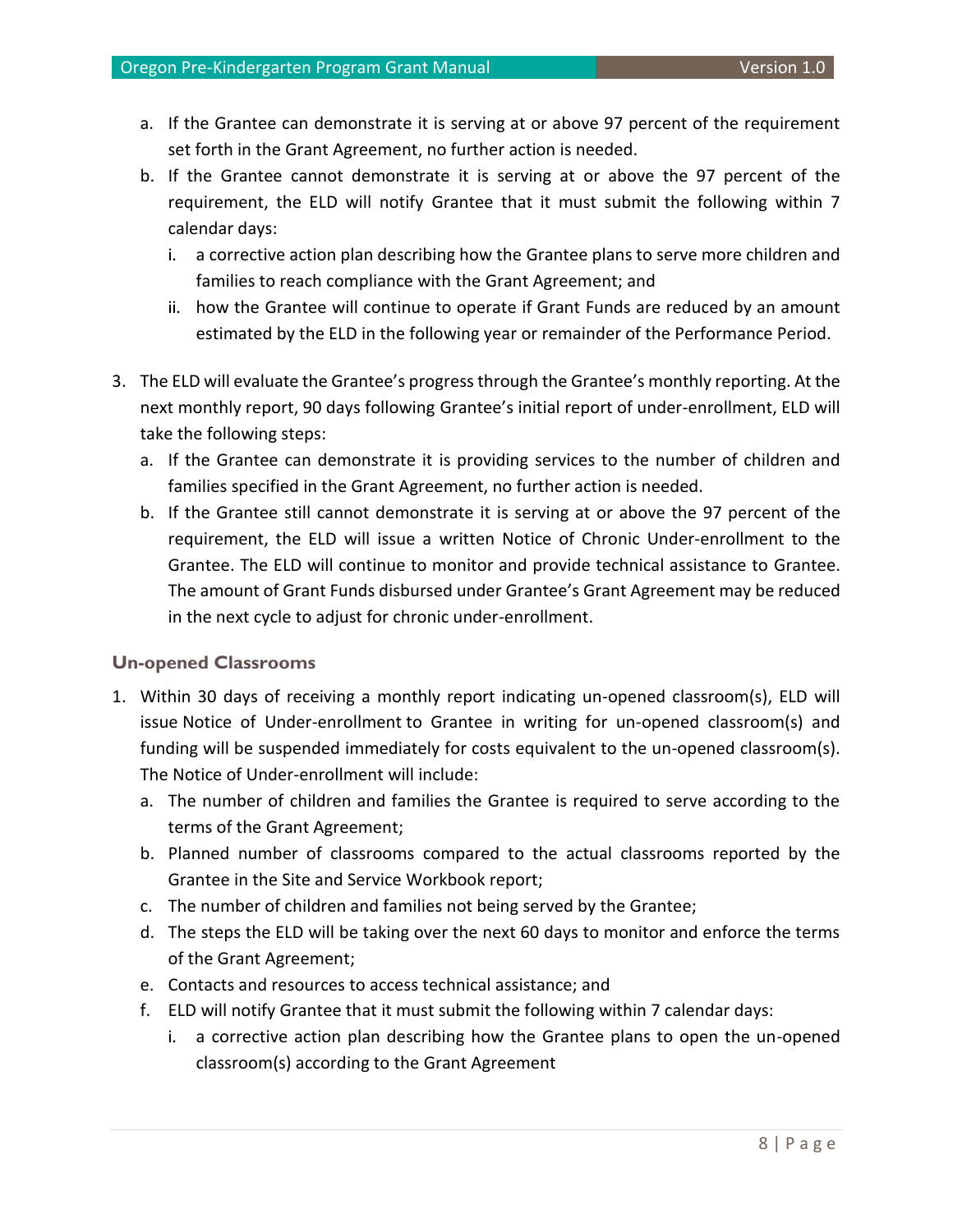a. If the Grantee can demonstrate it is serving at or above 97 percent of the requirement set forth in the Grant Agreement, no further action is needed.
   b. If the Grantee cannot demonstrate it is serving at or above the 97 percent of the requirement, the ELD will notify Grantee that it must submit the following within 7 calendar days:
      i. a corrective action plan describing how the Grantee plans to serve more children and families to reach compliance with the Grant Agreement; and
      ii. how the Grantee will continue to operate if Grant Funds are reduced by an amount estimated by the ELD in the following year or remainder of the Performance Period.

3. The ELD will evaluate the Grantee's progress through the Grantee's monthly reporting. At the next monthly report, 90 days following Grantee's initial report of under-enrollment, ELD will take the following steps:
   a. If the Grantee can demonstrate it is providing services to the number of children and families specified in the Grant Agreement, no further action is needed.
   b. If the Grantee still cannot demonstrate it is serving at or above the 97 percent of the requirement, the ELD will issue a written Notice of Chronic Under-enrollment to the Grantee. The ELD will continue to monitor and provide technical assistance to Grantee. The amount of Grant Funds disbursed under Grantee's Grant Agreement may be reduced in the next cycle to adjust for chronic under-enrollment.

### Un-opened Classrooms

1. Within 30 days of receiving a monthly report indicating un-opened classroom(s), ELD will issue Notice of Under-enrollment to Grantee in writing for un-opened classroom(s) and funding will be suspended immediately for costs equivalent to the un-opened classroom(s). The Notice of Under-enrollment will include:
   a. The number of children and families the Grantee is required to serve according to the terms of the Grant Agreement;
   b. Planned number of classrooms compared to the actual classrooms reported by the Grantee in the Site and Service Workbook report;
   c. The number of children and families not being served by the Grantee;
   d. The steps the ELD will be taking over the next 60 days to monitor and enforce the terms of the Grant Agreement;
   e. Contacts and resources to access technical assistance; and
   f. ELD will notify Grantee that it must submit the following within 7 calendar days:
      i. a corrective action plan describing how the Grantee plans to open the un-opened classroom(s) according to the Grant Agreement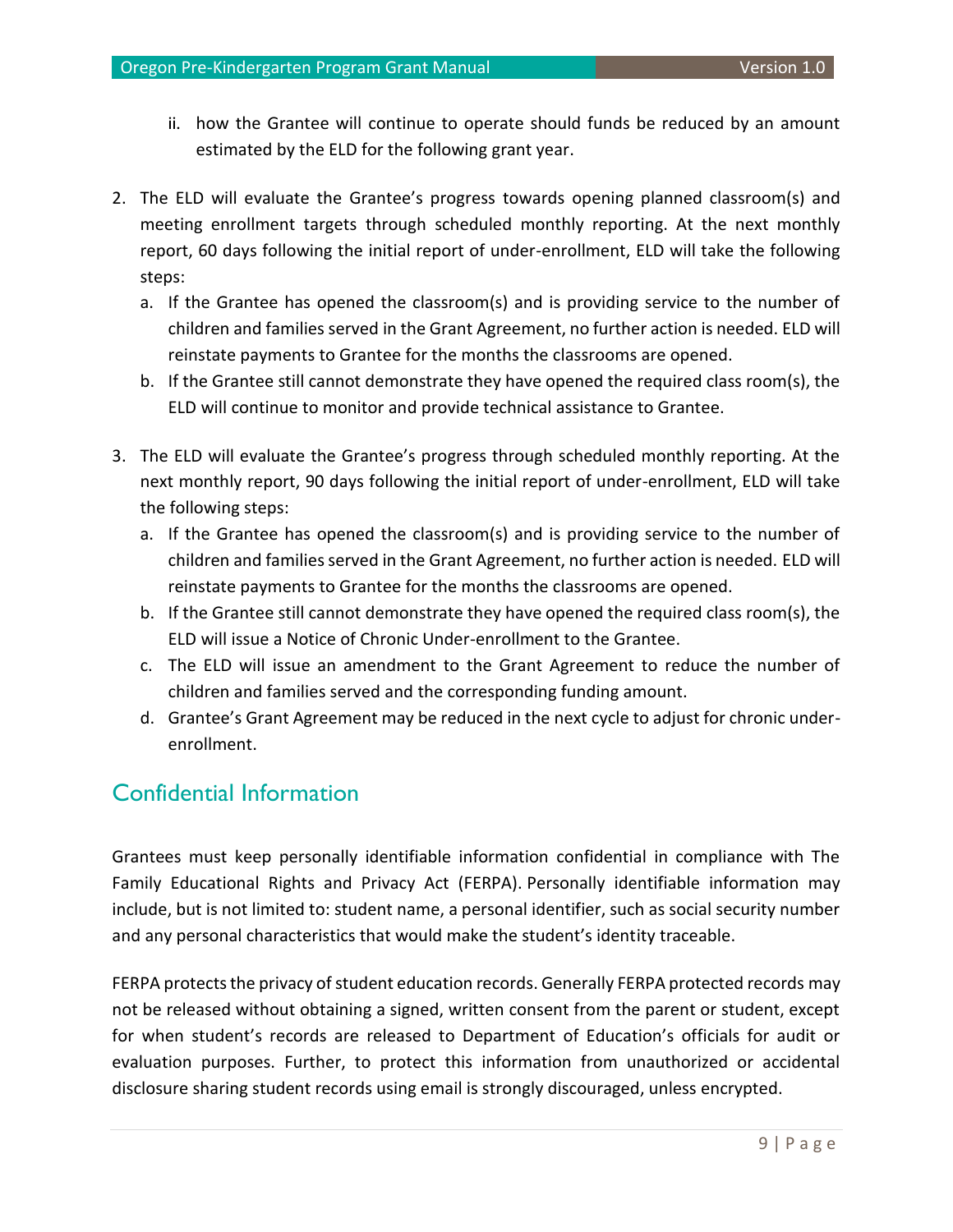ii. how the Grantee will continue to operate should funds be reduced by an amount estimated by the ELD for the following grant year.

2. The ELD will evaluate the Grantee's progress towards opening planned classroom(s) and meeting enrollment targets through scheduled monthly reporting. At the next monthly report, 60 days following the initial report of under-enrollment, ELD will take the following steps:
   a. If the Grantee has opened the classroom(s) and is providing service to the number of children and families served in the Grant Agreement, no further action is needed. ELD will reinstate payments to Grantee for the months the classrooms are opened.
   b. If the Grantee still cannot demonstrate they have opened the required class room(s), the ELD will continue to monitor and provide technical assistance to Grantee.

3. The ELD will evaluate the Grantee's progress through scheduled monthly reporting. At the next monthly report, 90 days following the initial report of under-enrollment, ELD will take the following steps:
   a. If the Grantee has opened the classroom(s) and is providing service to the number of children and families served in the Grant Agreement, no further action is needed. ELD will reinstate payments to Grantee for the months the classrooms are opened.
   b. If the Grantee still cannot demonstrate they have opened the required class room(s), the ELD will issue a Notice of Chronic Under-enrollment to the Grantee.
   c. The ELD will issue an amendment to the Grant Agreement to reduce the number of children and families served and the corresponding funding amount.
   d. Grantee's Grant Agreement may be reduced in the next cycle to adjust for chronic under-enrollment.

## Confidential Information

Grantees must keep personally identifiable information confidential in compliance with The Family Educational Rights and Privacy Act (FERPA). Personally identifiable information may include, but is not limited to: student name, a personal identifier, such as social security number and any personal characteristics that would make the student's identity traceable.

FERPA protects the privacy of student education records. Generally FERPA protected records may not be released without obtaining a signed, written consent from the parent or student, except for when student's records are released to Department of Education's officials for audit or evaluation purposes. Further, to protect this information from unauthorized or accidental disclosure sharing student records using email is strongly discouraged, unless encrypted.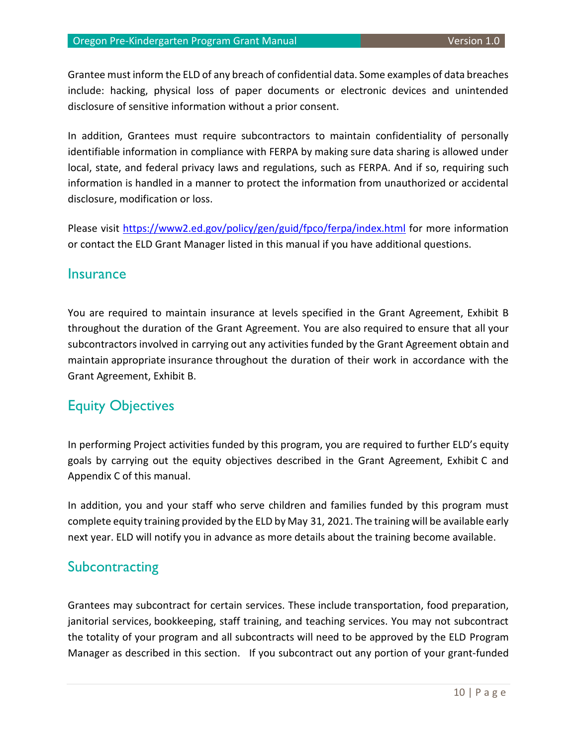Grantee must inform the ELD of any breach of confidential data. Some examples of data breaches include: hacking, physical loss of paper documents or electronic devices and unintended disclosure of sensitive information without a prior consent.

In addition, Grantees must require subcontractors to maintain confidentiality of personally identifiable information in compliance with FERPA by making sure data sharing is allowed under local, state, and federal privacy laws and regulations, such as FERPA. And if so, requiring such information is handled in a manner to protect the information from unauthorized or accidental disclosure, modification or loss.

Please visit https://www2.ed.gov/policy/gen/guid/fpco/ferpa/index.html for more information or contact the ELD Grant Manager listed in this manual if you have additional questions.

## Insurance

You are required to maintain insurance at levels specified in the Grant Agreement, Exhibit B throughout the duration of the Grant Agreement. You are also required to ensure that all your subcontractors involved in carrying out any activities funded by the Grant Agreement obtain and maintain appropriate insurance throughout the duration of their work in accordance with the Grant Agreement, Exhibit B.

## Equity Objectives

In performing Project activities funded by this program, you are required to further ELD's equity goals by carrying out the equity objectives described in the Grant Agreement, Exhibit C and Appendix C of this manual.

In addition, you and your staff who serve children and families funded by this program must complete equity training provided by the ELD by May 31, 2021. The training will be available early next year. ELD will notify you in advance as more details about the training become available.

## Subcontracting

Grantees may subcontract for certain services. These include transportation, food preparation, janitorial services, bookkeeping, staff training, and teaching services. You may not subcontract the totality of your program and all subcontracts will need to be approved by the ELD Program Manager as described in this section. If you subcontract out any portion of your grant-funded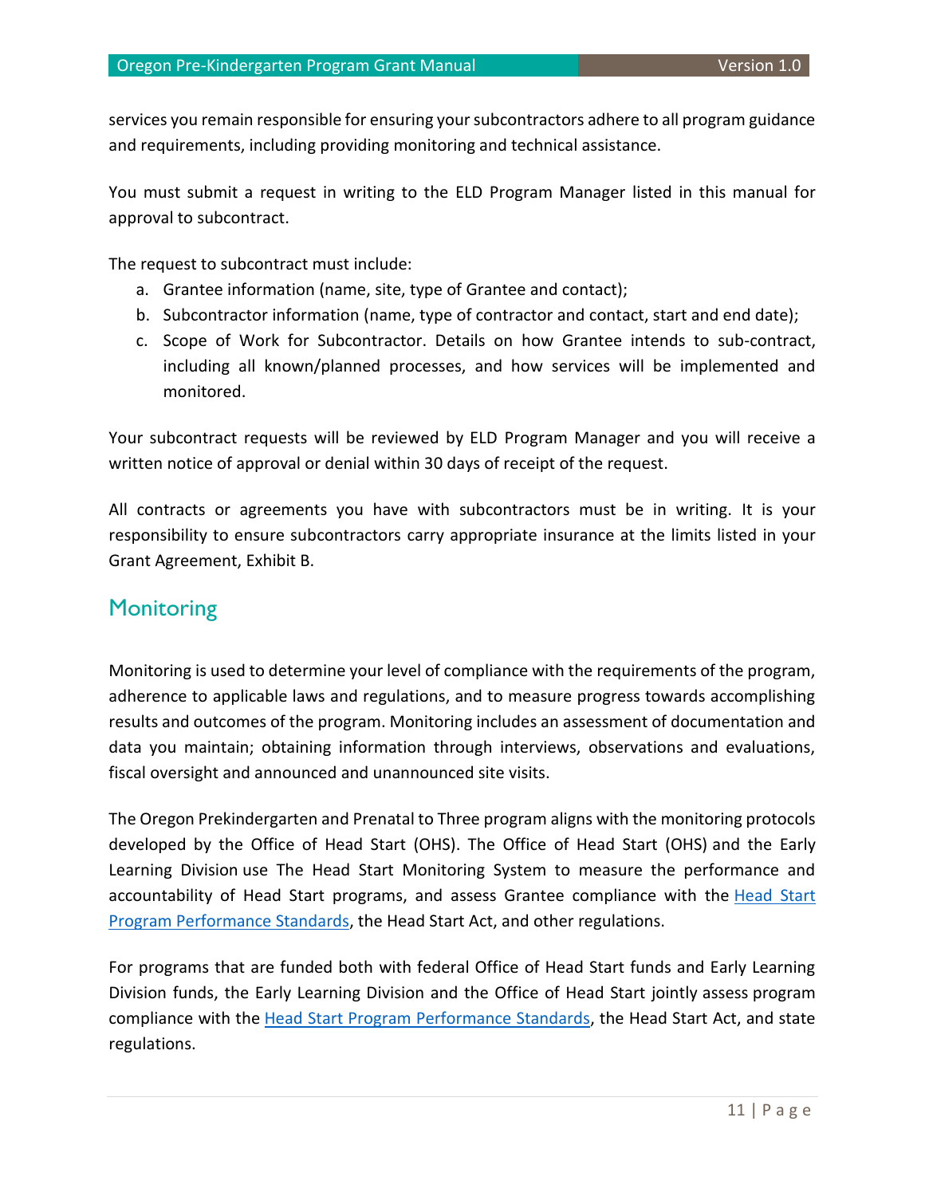services you remain responsible for ensuring your subcontractors adhere to all program guidance and requirements, including providing monitoring and technical assistance.

You must submit a request in writing to the ELD Program Manager listed in this manual for approval to subcontract.

The request to subcontract must include:

a. Grantee information (name, site, type of Grantee and contact);
b. Subcontractor information (name, type of contractor and contact, start and end date);
c. Scope of Work for Subcontractor. Details on how Grantee intends to sub-contract, including all known/planned processes, and how services will be implemented and monitored.

Your subcontract requests will be reviewed by ELD Program Manager and you will receive a written notice of approval or denial within 30 days of receipt of the request.

All contracts or agreements you have with subcontractors must be in writing. It is your responsibility to ensure subcontractors carry appropriate insurance at the limits listed in your Grant Agreement, Exhibit B.

## Monitoring

Monitoring is used to determine your level of compliance with the requirements of the program, adherence to applicable laws and regulations, and to measure progress towards accomplishing results and outcomes of the program. Monitoring includes an assessment of documentation and data you maintain; obtaining information through interviews, observations and evaluations, fiscal oversight and announced and unannounced site visits.

The Oregon Prekindergarten and Prenatal to Three program aligns with the monitoring protocols developed by the Office of Head Start (OHS). The Office of Head Start (OHS) and the Early Learning Division use The Head Start Monitoring System to measure the performance and accountability of Head Start programs, and assess Grantee compliance with the Head Start Program Performance Standards, the Head Start Act, and other regulations.

For programs that are funded both with federal Office of Head Start funds and Early Learning Division funds, the Early Learning Division and the Office of Head Start jointly assess program compliance with the Head Start Program Performance Standards, the Head Start Act, and state regulations.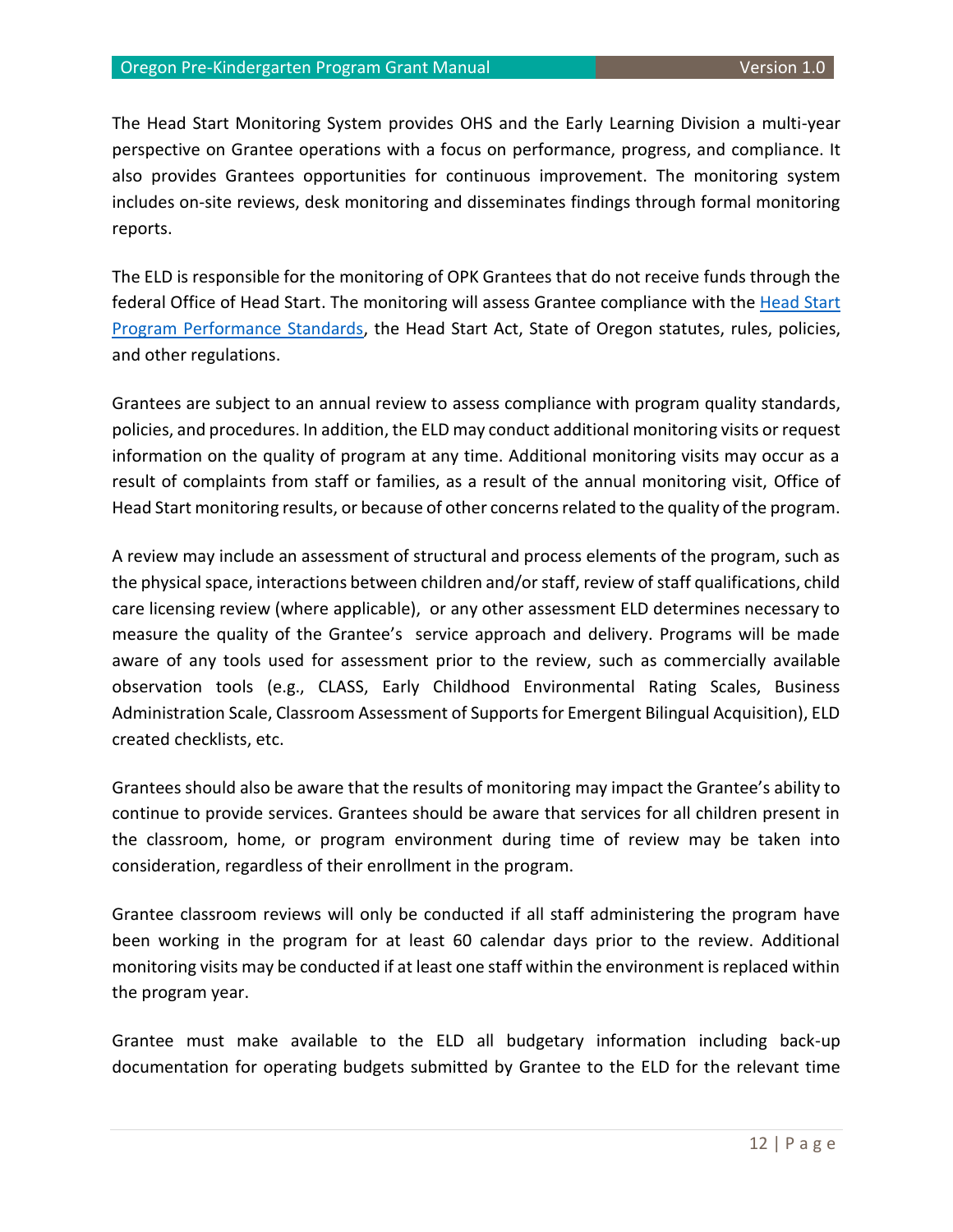The Head Start Monitoring System provides OHS and the Early Learning Division a multi-year perspective on Grantee operations with a focus on performance, progress, and compliance. It also provides Grantees opportunities for continuous improvement. The monitoring system includes on-site reviews, desk monitoring and disseminates findings through formal monitoring reports.

The ELD is responsible for the monitoring of OPK Grantees that do not receive funds through the federal Office of Head Start. The monitoring will assess Grantee compliance with the [Head Start Program Performance Standards](), the Head Start Act, State of Oregon statutes, rules, policies, and other regulations.

Grantees are subject to an annual review to assess compliance with program quality standards, policies, and procedures. In addition, the ELD may conduct additional monitoring visits or request information on the quality of program at any time. Additional monitoring visits may occur as a result of complaints from staff or families, as a result of the annual monitoring visit, Office of Head Start monitoring results, or because of other concerns related to the quality of the program.

A review may include an assessment of structural and process elements of the program, such as the physical space, interactions between children and/or staff, review of staff qualifications, child care licensing review (where applicable), or any other assessment ELD determines necessary to measure the quality of the Grantee's service approach and delivery. Programs will be made aware of any tools used for assessment prior to the review, such as commercially available observation tools (e.g., CLASS, Early Childhood Environmental Rating Scales, Business Administration Scale, Classroom Assessment of Supports for Emergent Bilingual Acquisition), ELD created checklists, etc.

Grantees should also be aware that the results of monitoring may impact the Grantee's ability to continue to provide services. Grantees should be aware that services for all children present in the classroom, home, or program environment during time of review may be taken into consideration, regardless of their enrollment in the program.

Grantee classroom reviews will only be conducted if all staff administering the program have been working in the program for at least 60 calendar days prior to the review. Additional monitoring visits may be conducted if at least one staff within the environment is replaced within the program year.

Grantee must make available to the ELD all budgetary information including back-up documentation for operating budgets submitted by Grantee to the ELD for the relevant time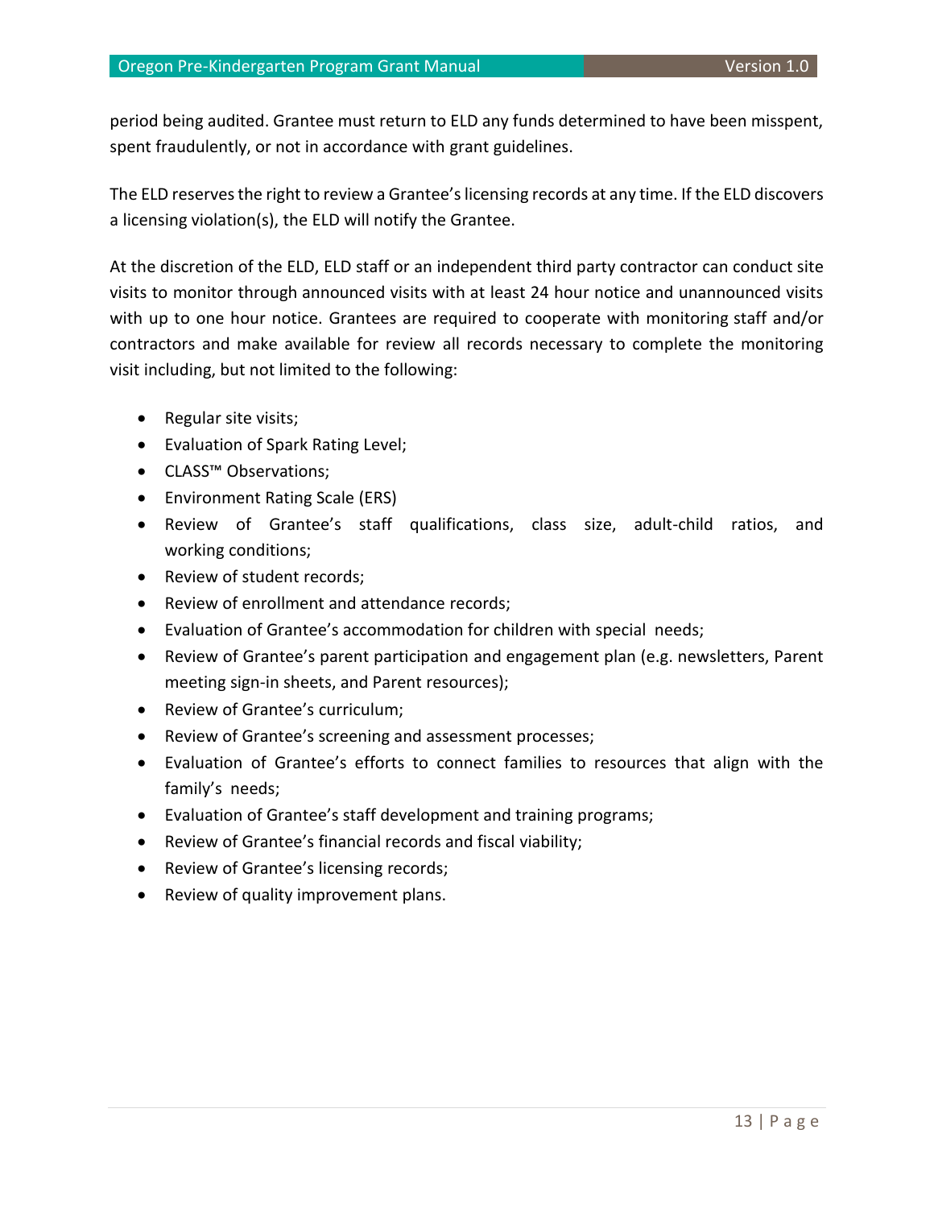period being audited. Grantee must return to ELD any funds determined to have been misspent, spent fraudulently, or not in accordance with grant guidelines.

The ELD reserves the right to review a Grantee's licensing records at any time. If the ELD discovers a licensing violation(s), the ELD will notify the Grantee.

At the discretion of the ELD, ELD staff or an independent third party contractor can conduct site visits to monitor through announced visits with at least 24 hour notice and unannounced visits with up to one hour notice. Grantees are required to cooperate with monitoring staff and/or contractors and make available for review all records necessary to complete the monitoring visit including, but not limited to the following:

- Regular site visits;
- Evaluation of Spark Rating Level;
- CLASS™ Observations;
- Environment Rating Scale (ERS)
- Review of Grantee's staff qualifications, class size, adult-child ratios, and working conditions;
- Review of student records;
- Review of enrollment and attendance records;
- Evaluation of Grantee's accommodation for children with special needs;
- Review of Grantee's parent participation and engagement plan (e.g. newsletters, Parent meeting sign-in sheets, and Parent resources);
- Review of Grantee's curriculum;
- Review of Grantee's screening and assessment processes;
- Evaluation of Grantee's efforts to connect families to resources that align with the family's needs;
- Evaluation of Grantee's staff development and training programs;
- Review of Grantee's financial records and fiscal viability;
- Review of Grantee's licensing records;
- Review of quality improvement plans.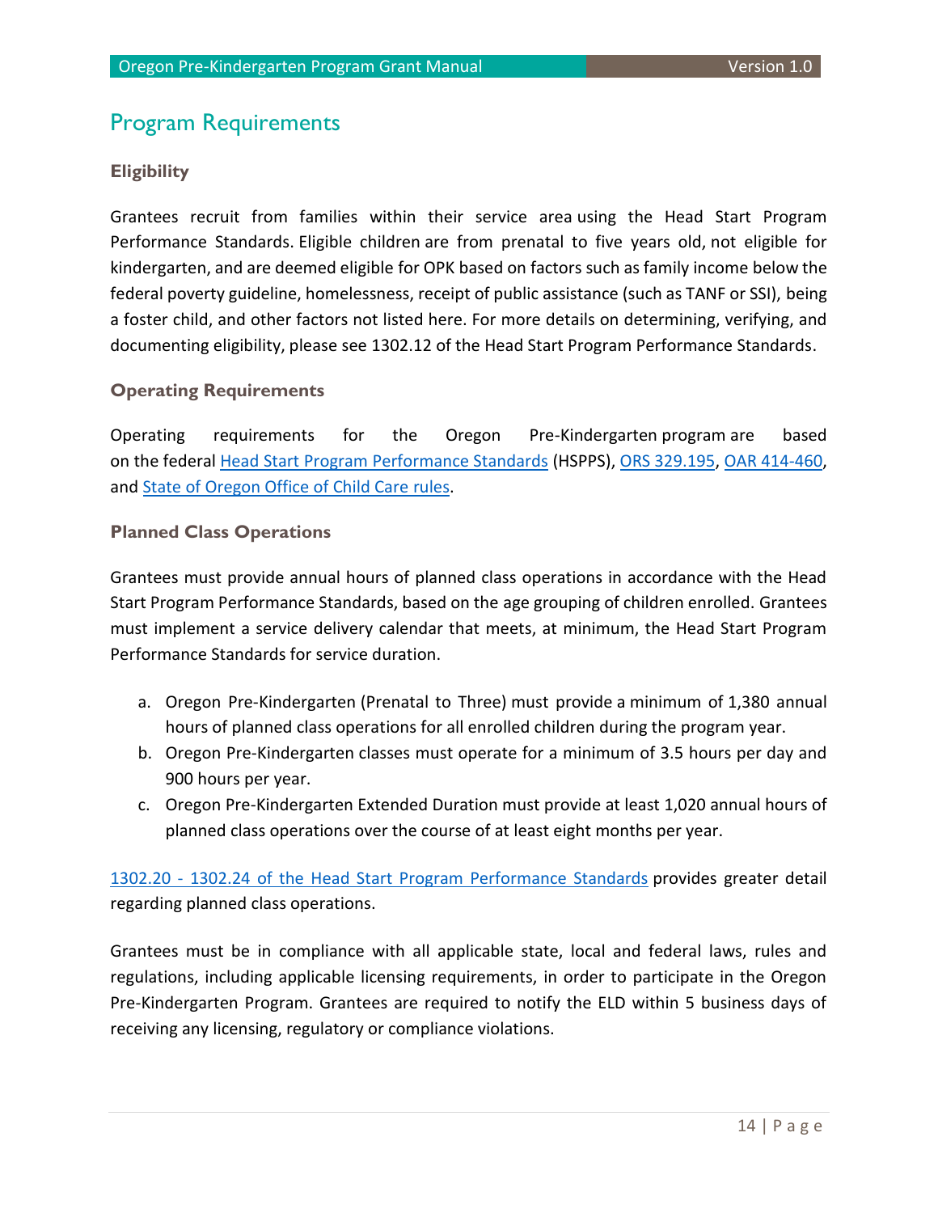## Program Requirements

### Eligibility

Grantees recruit from families within their service area using the Head Start Program Performance Standards. Eligible children are from prenatal to five years old, not eligible for kindergarten, and are deemed eligible for OPK based on factors such as family income below the federal poverty guideline, homelessness, receipt of public assistance (such as TANF or SSI), being a foster child, and other factors not listed here. For more details on determining, verifying, and documenting eligibility, please see 1302.12 of the Head Start Program Performance Standards.

### Operating Requirements

Operating requirements for the Oregon Pre-Kindergarten program are based on the federal Head Start Program Performance Standards (HSPPS), ORS 329.195, OAR 414-460, and State of Oregon Office of Child Care rules.

### Planned Class Operations

Grantees must provide annual hours of planned class operations in accordance with the Head Start Program Performance Standards, based on the age grouping of children enrolled. Grantees must implement a service delivery calendar that meets, at minimum, the Head Start Program Performance Standards for service duration.

a. Oregon Pre-Kindergarten (Prenatal to Three) must provide a minimum of 1,380 annual hours of planned class operations for all enrolled children during the program year.
b. Oregon Pre-Kindergarten classes must operate for a minimum of 3.5 hours per day and 900 hours per year.
c. Oregon Pre-Kindergarten Extended Duration must provide at least 1,020 annual hours of planned class operations over the course of at least eight months per year.

1302.20 - 1302.24 of the Head Start Program Performance Standards provides greater detail regarding planned class operations.

Grantees must be in compliance with all applicable state, local and federal laws, rules and regulations, including applicable licensing requirements, in order to participate in the Oregon Pre-Kindergarten Program. Grantees are required to notify the ELD within 5 business days of receiving any licensing, regulatory or compliance violations.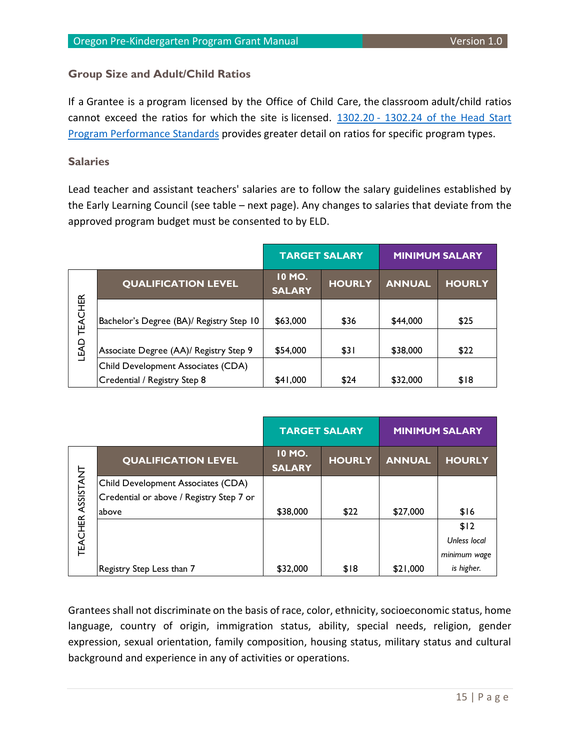### Group Size and Adult/Child Ratios

If a Grantee is a program licensed by the Office of Child Care, the classroom adult/child ratios cannot exceed the ratios for which the site is licensed. [1302.20 - 1302.24 of the Head Start Program Performance Standards]() provides greater detail on ratios for specific program types.

### Salaries

Lead teacher and assistant teachers' salaries are to follow the salary guidelines established by the Early Learning Council (see table – next page). Any changes to salaries that deviate from the approved program budget must be consented to by ELD.

| | | TARGET SALARY | | MINIMUM SALARY | |
|---|---|---|---|---|---|
| | QUALIFICATION LEVEL | 10 MO. SALARY | HOURLY | ANNUAL | HOURLY |
| LEAD TEACHER | Bachelor's Degree (BA)/ Registry Step 10 | $63,000 | $36 | $44,000 | $25 |
| | Associate Degree (AA)/ Registry Step 9 | $54,000 | $31 | $38,000 | $22 |
| | Child Development Associates (CDA) Credential / Registry Step 8 | $41,000 | $24 | $32,000 | $18 |

| | | TARGET SALARY | | MINIMUM SALARY | |
|---|---|---|---|---|---|
| | QUALIFICATION LEVEL | 10 MO. SALARY | HOURLY | ANNUAL | HOURLY |
| TEACHER ASSISTANT | Child Development Associates (CDA) Credential or above / Registry Step 7 or above | $38,000 | $22 | $27,000 | $16 |
| | Registry Step Less than 7 | $32,000 | $18 | $21,000 | $12 *Unless local minimum wage is higher.* |

Grantees shall not discriminate on the basis of race, color, ethnicity, socioeconomic status, home language, country of origin, immigration status, ability, special needs, religion, gender expression, sexual orientation, family composition, housing status, military status and cultural background and experience in any of activities or operations.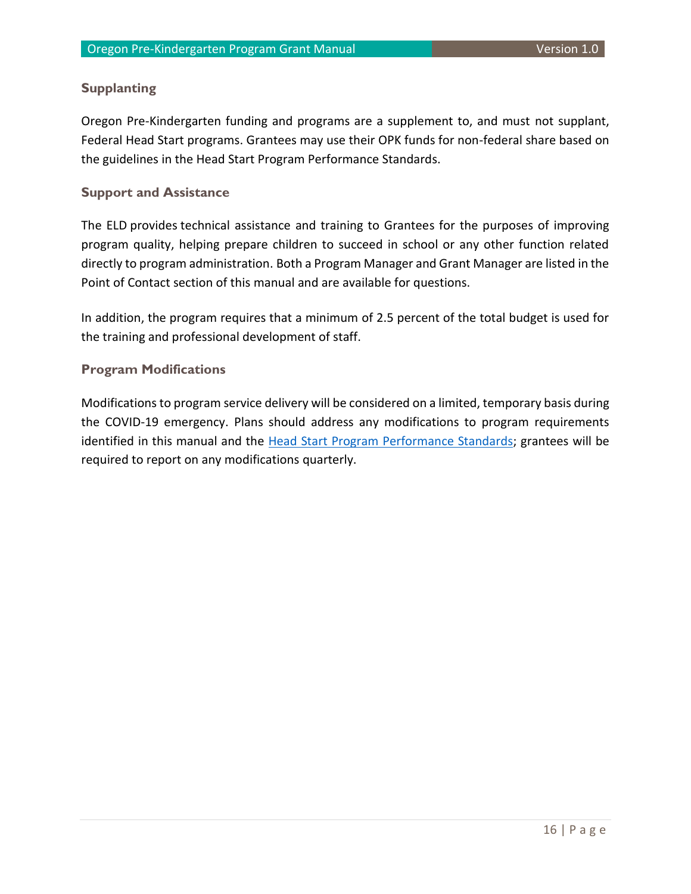### Supplanting

Oregon Pre-Kindergarten funding and programs are a supplement to, and must not supplant, Federal Head Start programs. Grantees may use their OPK funds for non-federal share based on the guidelines in the Head Start Program Performance Standards.

### Support and Assistance

The ELD provides technical assistance and training to Grantees for the purposes of improving program quality, helping prepare children to succeed in school or any other function related directly to program administration. Both a Program Manager and Grant Manager are listed in the Point of Contact section of this manual and are available for questions.

In addition, the program requires that a minimum of 2.5 percent of the total budget is used for the training and professional development of staff.

### Program Modifications

Modifications to program service delivery will be considered on a limited, temporary basis during the COVID-19 emergency. Plans should address any modifications to program requirements identified in this manual and the Head Start Program Performance Standards; grantees will be required to report on any modifications quarterly.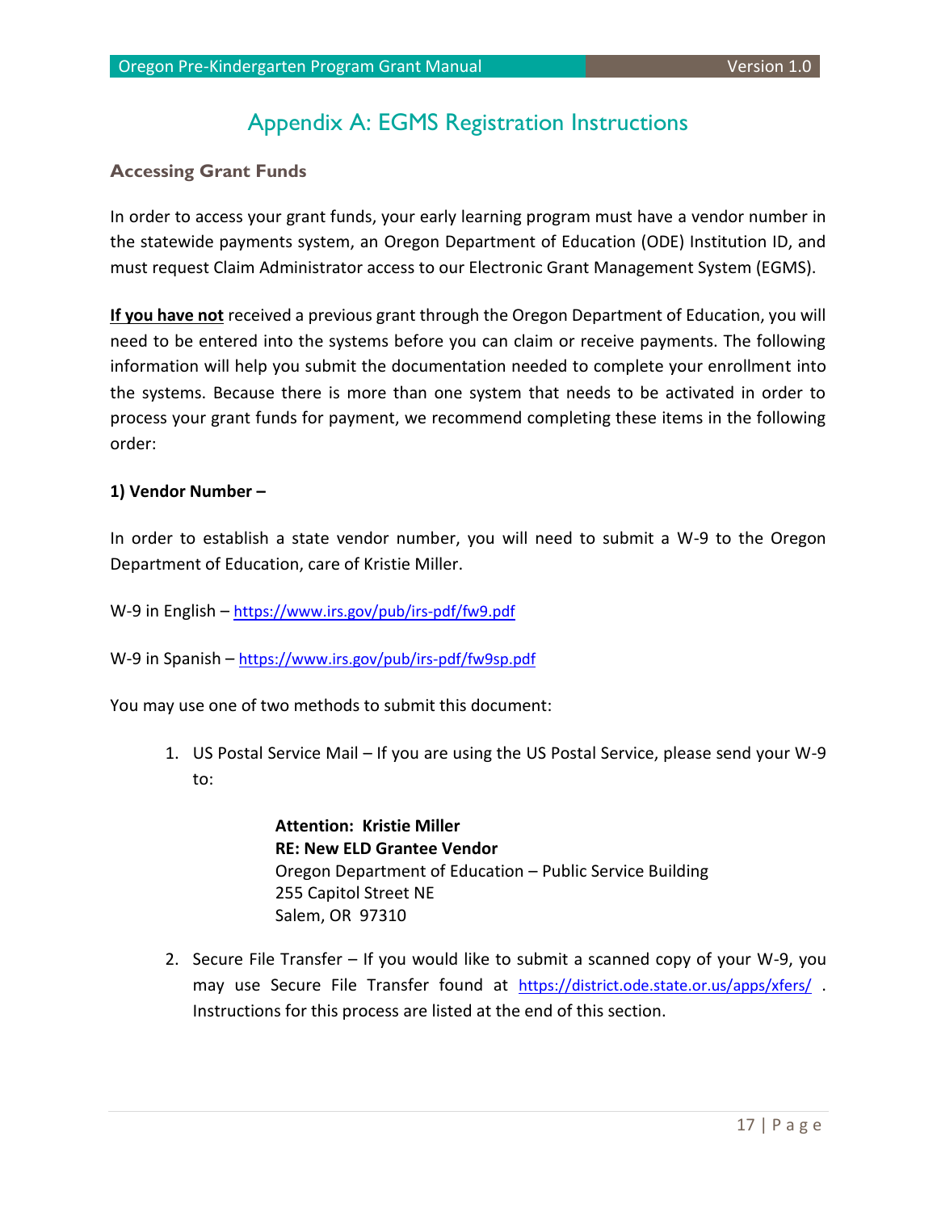# Appendix A: EGMS Registration Instructions

## Accessing Grant Funds

In order to access your grant funds, your early learning program must have a vendor number in the statewide payments system, an Oregon Department of Education (ODE) Institution ID, and must request Claim Administrator access to our Electronic Grant Management System (EGMS).

**If you have not** received a previous grant through the Oregon Department of Education, you will need to be entered into the systems before you can claim or receive payments. The following information will help you submit the documentation needed to complete your enrollment into the systems. Because there is more than one system that needs to be activated in order to process your grant funds for payment, we recommend completing these items in the following order:

**1) Vendor Number –**

In order to establish a state vendor number, you will need to submit a W-9 to the Oregon Department of Education, care of Kristie Miller.

W-9 in English – https://www.irs.gov/pub/irs-pdf/fw9.pdf

W-9 in Spanish – https://www.irs.gov/pub/irs-pdf/fw9sp.pdf

You may use one of two methods to submit this document:

1. US Postal Service Mail – If you are using the US Postal Service, please send your W-9 to:

   **Attention: Kristie Miller**
   **RE: New ELD Grantee Vendor**
   Oregon Department of Education – Public Service Building
   255 Capitol Street NE
   Salem, OR 97310

2. Secure File Transfer – If you would like to submit a scanned copy of your W-9, you may use Secure File Transfer found at https://district.ode.state.or.us/apps/xfers/ . Instructions for this process are listed at the end of this section.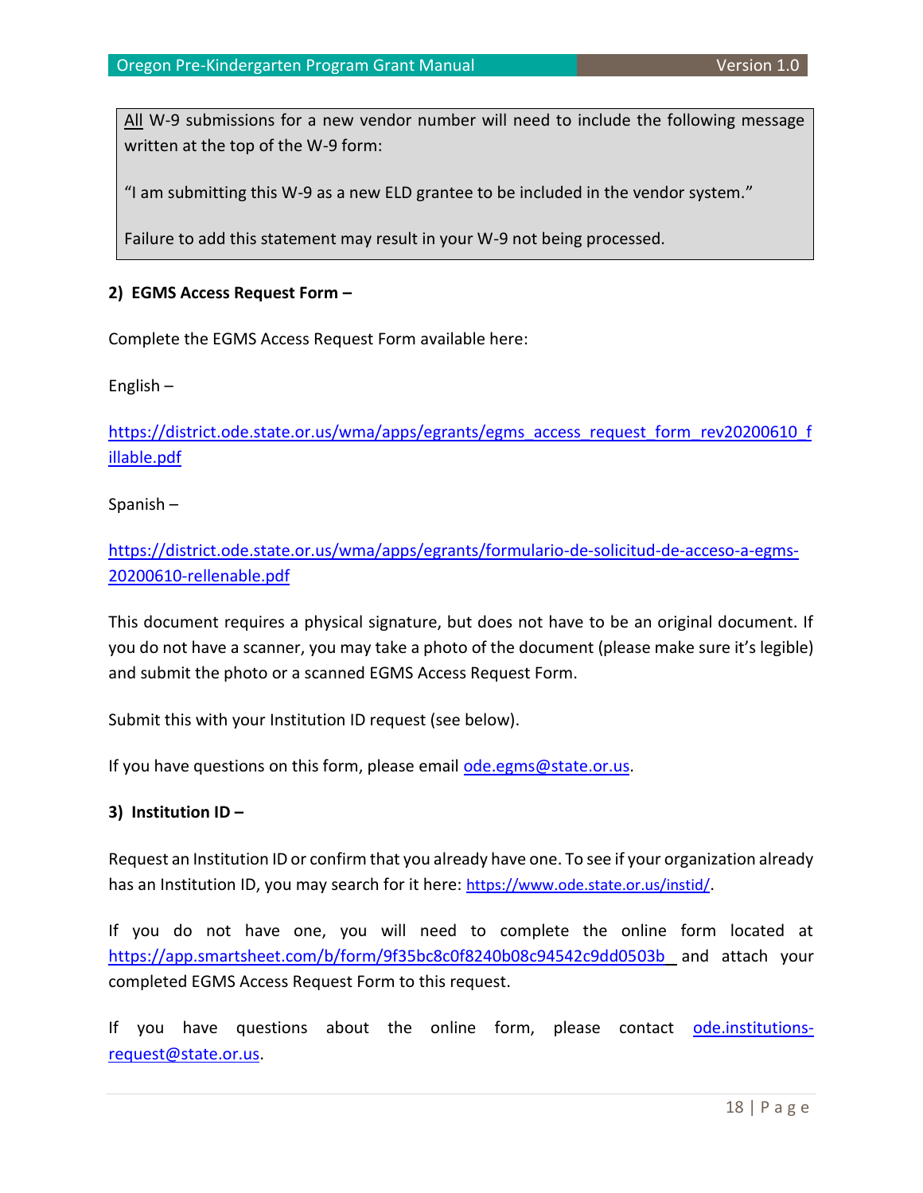<u>All</u> W-9 submissions for a new vendor number will need to include the following message written at the top of the W-9 form:

"I am submitting this W-9 as a new ELD grantee to be included in the vendor system."

Failure to add this statement may result in your W-9 not being processed.

**2) EGMS Access Request Form –**

Complete the EGMS Access Request Form available here:

English –

https://district.ode.state.or.us/wma/apps/egrants/egms_access_request_form_rev20200610_fillable.pdf

Spanish –

https://district.ode.state.or.us/wma/apps/egrants/formulario-de-solicitud-de-acceso-a-egms-20200610-rellenable.pdf

This document requires a physical signature, but does not have to be an original document. If you do not have a scanner, you may take a photo of the document (please make sure it's legible) and submit the photo or a scanned EGMS Access Request Form.

Submit this with your Institution ID request (see below).

If you have questions on this form, please email ode.egms@state.or.us.

**3) Institution ID –**

Request an Institution ID or confirm that you already have one. To see if your organization already has an Institution ID, you may search for it here: https://www.ode.state.or.us/instid/.

If you do not have one, you will need to complete the online form located at https://app.smartsheet.com/b/form/9f35bc8c0f8240b08c94542c9dd0503b and attach your completed EGMS Access Request Form to this request.

If you have questions about the online form, please contact ode.institutions-request@state.or.us.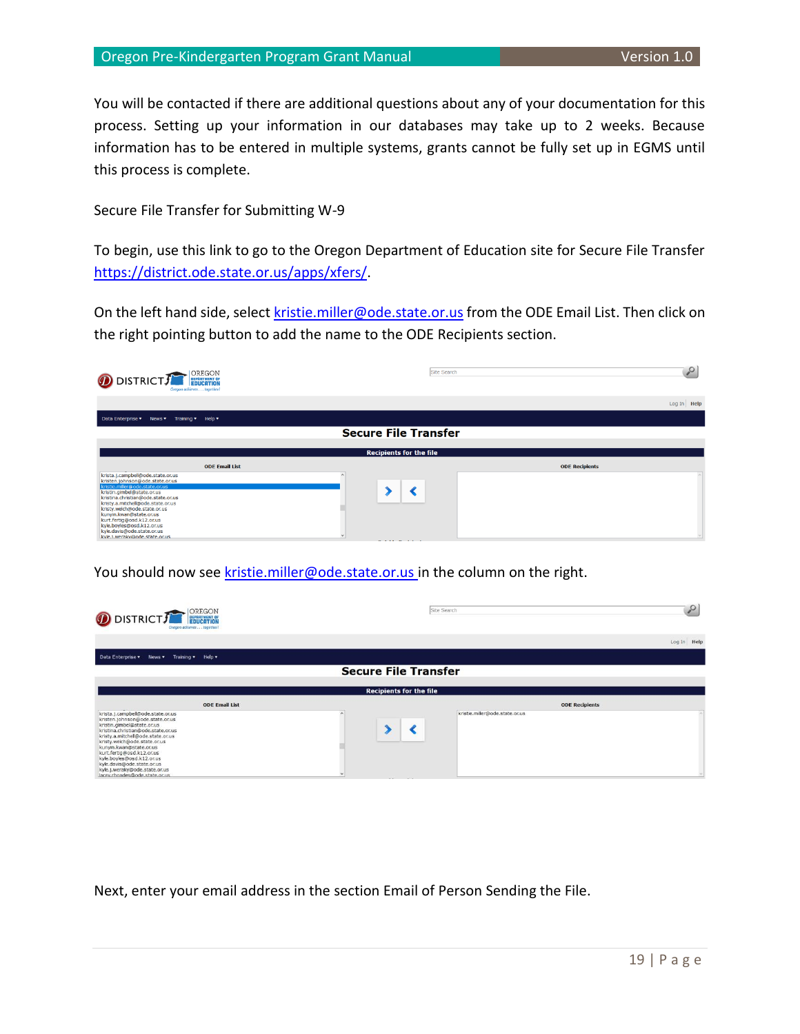You will be contacted if there are additional questions about any of your documentation for this process. Setting up your information in our databases may take up to 2 weeks. Because information has to be entered in multiple systems, grants cannot be fully set up in EGMS until this process is complete.

Secure File Transfer for Submitting W-9

To begin, use this link to go to the Oregon Department of Education site for Secure File Transfer https://district.ode.state.or.us/apps/xfers/.

On the left hand side, select kristie.miller@ode.state.or.us from the ODE Email List. Then click on the right pointing button to add the name to the ODE Recipients section.

You should now see kristie.miller@ode.state.or.us in the column on the right.

Next, enter your email address in the section Email of Person Sending the File.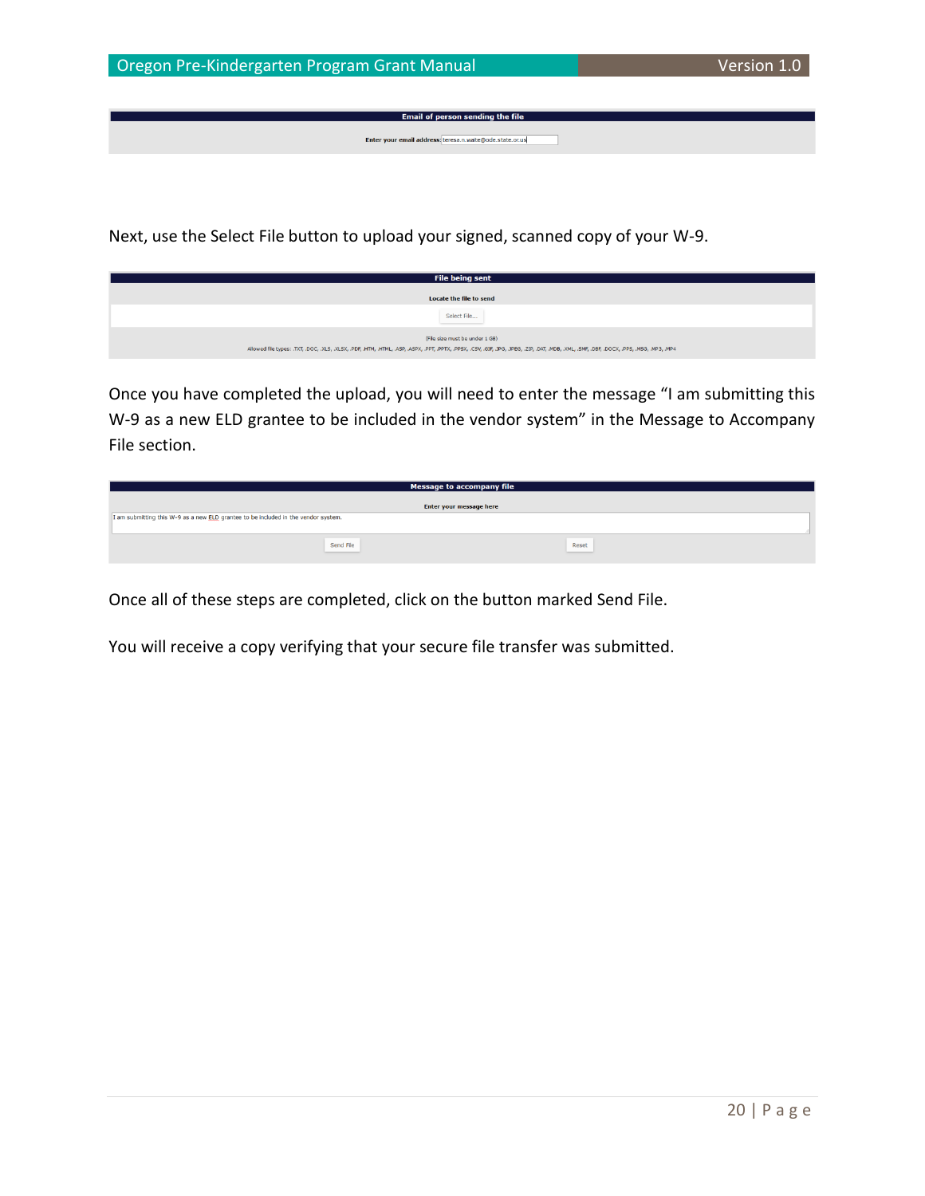Email of person sending the file

Enter your email address: teresa.n.waite@ode.state.or.us

Next, use the Select File button to upload your signed, scanned copy of your W-9.

File being sent

Locate the file to send

Select File...

(File size must be under 1 GB)

Allowed file types: .TXT, .DOC, .XLS, .XLSX, .PDF, .HTM, .HTML, .ASP, .ASPX, .PPT, .PPTX, .PPSX, .CSV, .GIF, .JPG, .JPEG, .ZIP, .DAT, .MDB, .XML, .SNF, .DBF, .DOCX, .PPS, .MSG, .MP3, .MP4

Once you have completed the upload, you will need to enter the message "I am submitting this W-9 as a new ELD grantee to be included in the vendor system" in the Message to Accompany File section.

Message to accompany file

Enter your message here

I am submitting this W-9 as a new ELD grantee to be included in the vendor system.

Send File Reset

Once all of these steps are completed, click on the button marked Send File.

You will receive a copy verifying that your secure file transfer was submitted.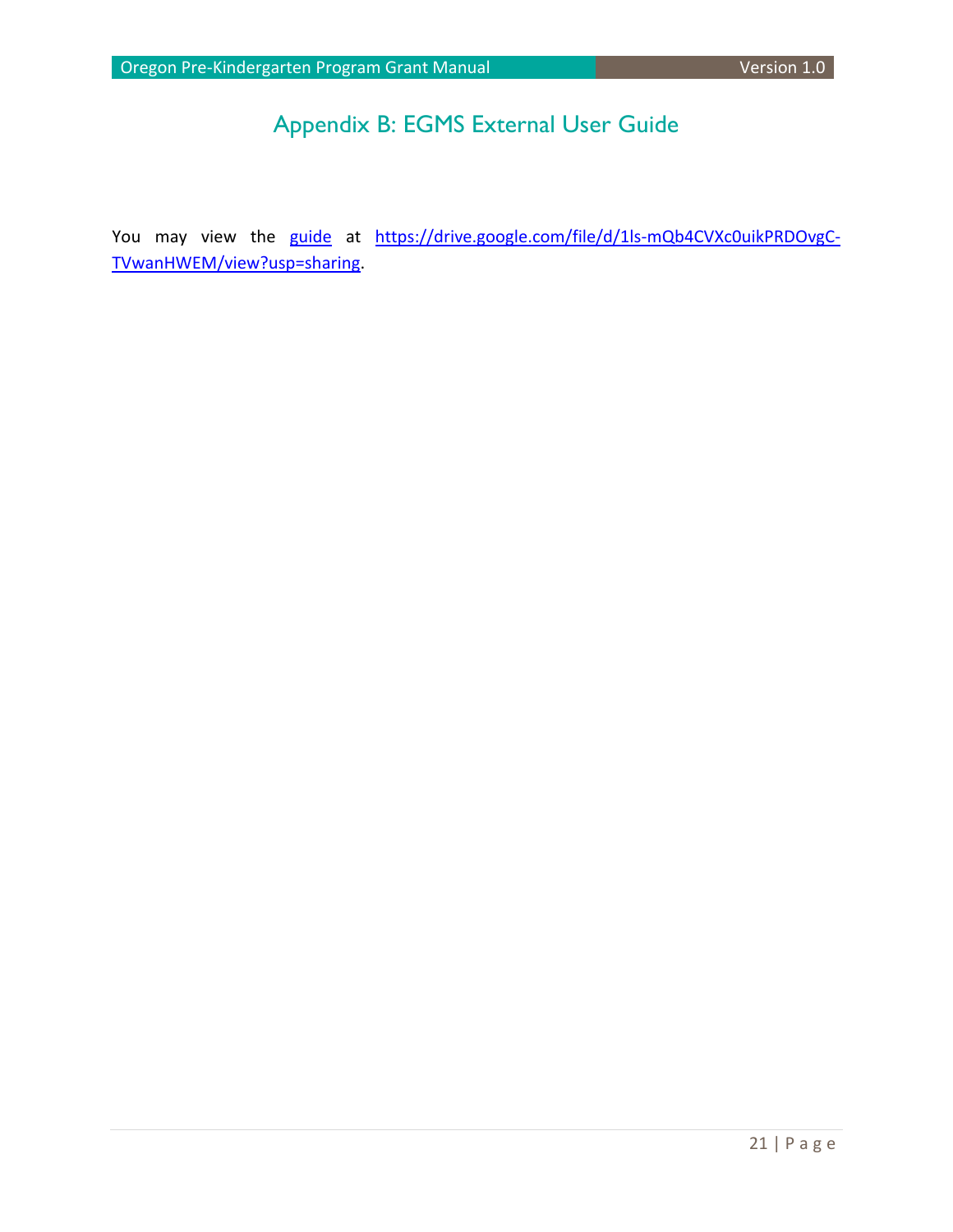# Appendix B: EGMS External User Guide

You may view the [guide](https://drive.google.com/file/d/1ls-mQb4CVXc0uikPRDOvgC-TVwanHWEM/view?usp=sharing) at https://drive.google.com/file/d/1ls-mQb4CVXc0uikPRDOvgC-TVwanHWEM/view?usp=sharing.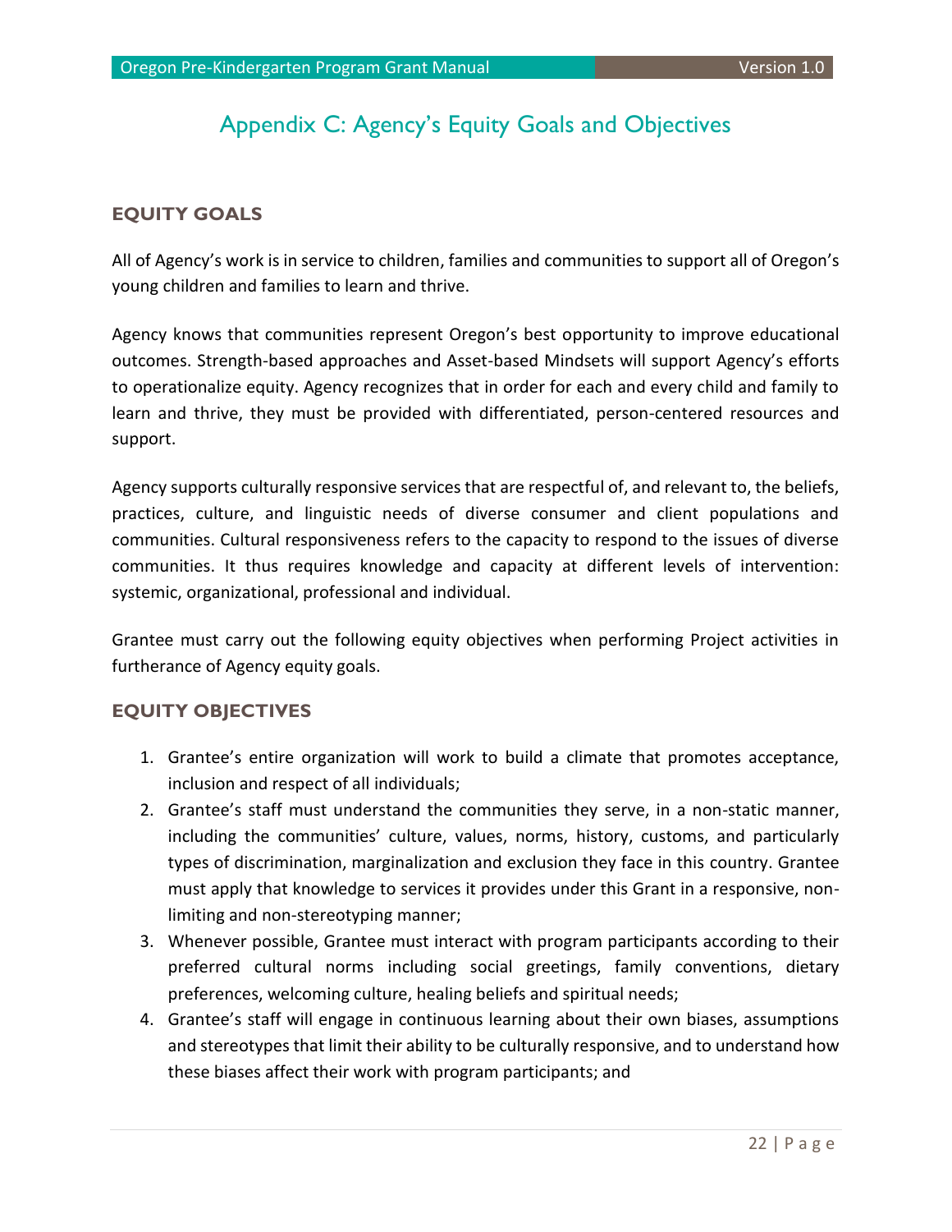# Appendix C: Agency's Equity Goals and Objectives

## EQUITY GOALS

All of Agency's work is in service to children, families and communities to support all of Oregon's young children and families to learn and thrive.

Agency knows that communities represent Oregon's best opportunity to improve educational outcomes. Strength-based approaches and Asset-based Mindsets will support Agency's efforts to operationalize equity. Agency recognizes that in order for each and every child and family to learn and thrive, they must be provided with differentiated, person-centered resources and support.

Agency supports culturally responsive services that are respectful of, and relevant to, the beliefs, practices, culture, and linguistic needs of diverse consumer and client populations and communities. Cultural responsiveness refers to the capacity to respond to the issues of diverse communities. It thus requires knowledge and capacity at different levels of intervention: systemic, organizational, professional and individual.

Grantee must carry out the following equity objectives when performing Project activities in furtherance of Agency equity goals.

## EQUITY OBJECTIVES

1. Grantee's entire organization will work to build a climate that promotes acceptance, inclusion and respect of all individuals;
2. Grantee's staff must understand the communities they serve, in a non-static manner, including the communities' culture, values, norms, history, customs, and particularly types of discrimination, marginalization and exclusion they face in this country. Grantee must apply that knowledge to services it provides under this Grant in a responsive, non-limiting and non-stereotyping manner;
3. Whenever possible, Grantee must interact with program participants according to their preferred cultural norms including social greetings, family conventions, dietary preferences, welcoming culture, healing beliefs and spiritual needs;
4. Grantee's staff will engage in continuous learning about their own biases, assumptions and stereotypes that limit their ability to be culturally responsive, and to understand how these biases affect their work with program participants; and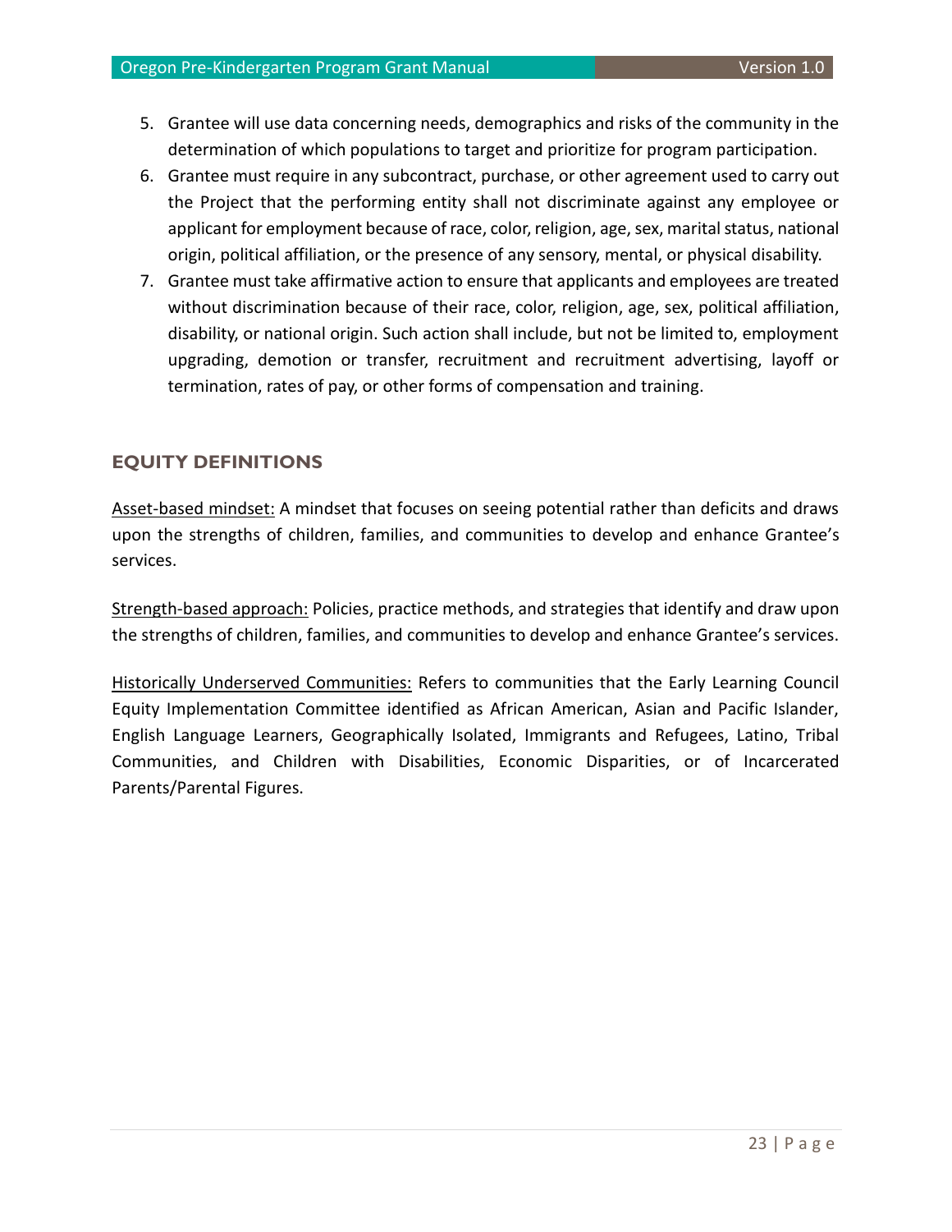5. Grantee will use data concerning needs, demographics and risks of the community in the determination of which populations to target and prioritize for program participation.
6. Grantee must require in any subcontract, purchase, or other agreement used to carry out the Project that the performing entity shall not discriminate against any employee or applicant for employment because of race, color, religion, age, sex, marital status, national origin, political affiliation, or the presence of any sensory, mental, or physical disability.
7. Grantee must take affirmative action to ensure that applicants and employees are treated without discrimination because of their race, color, religion, age, sex, political affiliation, disability, or national origin. Such action shall include, but not be limited to, employment upgrading, demotion or transfer, recruitment and recruitment advertising, layoff or termination, rates of pay, or other forms of compensation and training.

## EQUITY DEFINITIONS

Asset-based mindset: A mindset that focuses on seeing potential rather than deficits and draws upon the strengths of children, families, and communities to develop and enhance Grantee's services.

Strength-based approach: Policies, practice methods, and strategies that identify and draw upon the strengths of children, families, and communities to develop and enhance Grantee's services.

Historically Underserved Communities: Refers to communities that the Early Learning Council Equity Implementation Committee identified as African American, Asian and Pacific Islander, English Language Learners, Geographically Isolated, Immigrants and Refugees, Latino, Tribal Communities, and Children with Disabilities, Economic Disparities, or of Incarcerated Parents/Parental Figures.